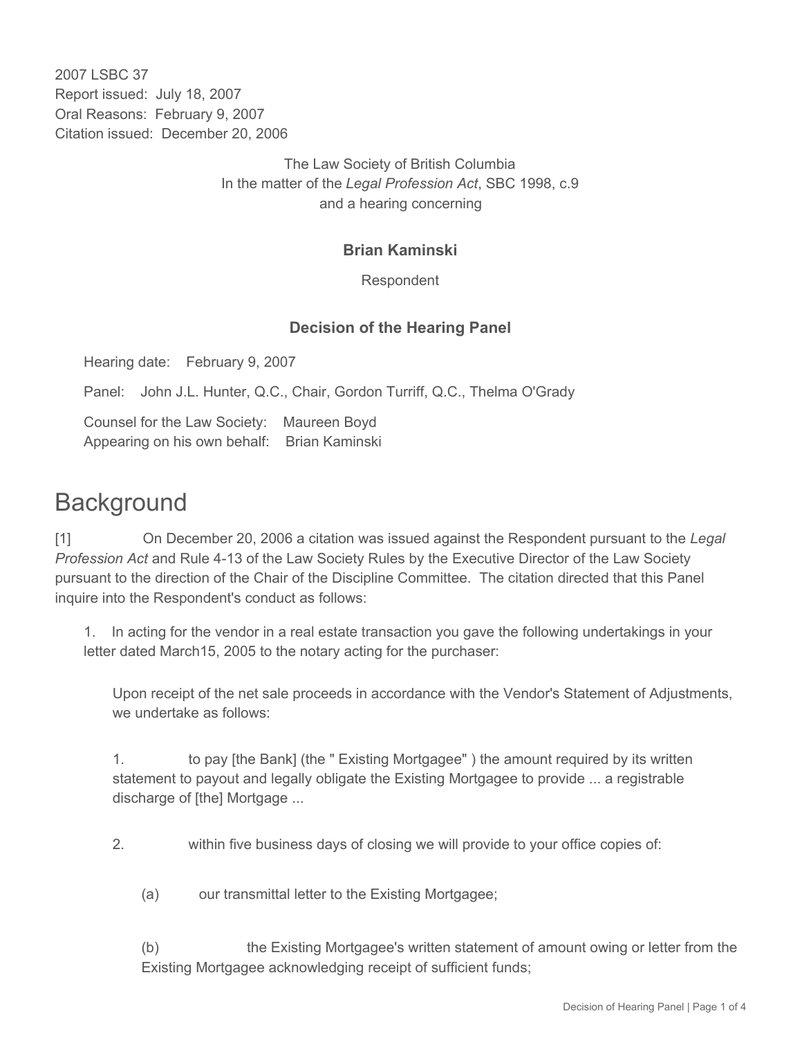2007 LSBC 37
Report issued: July 18, 2007
Oral Reasons: February 9, 2007
Citation issued: December 20, 2006

The Law Society of British Columbia
In the matter of the *Legal Profession Act*, SBC 1998, c.9
and a hearing concerning

**Brian Kaminski**

Respondent

**Decision of the Hearing Panel**

Hearing date: February 9, 2007

Panel: John J.L. Hunter, Q.C., Chair, Gordon Turriff, Q.C., Thelma O'Grady

Counsel for the Law Society: Maureen Boyd
Appearing on his own behalf: Brian Kaminski

# Background

[1] On December 20, 2006 a citation was issued against the Respondent pursuant to the *Legal Profession Act* and Rule 4-13 of the Law Society Rules by the Executive Director of the Law Society pursuant to the direction of the Chair of the Discipline Committee. The citation directed that this Panel inquire into the Respondent's conduct as follows:

1. In acting for the vendor in a real estate transaction you gave the following undertakings in your letter dated March15, 2005 to the notary acting for the purchaser:

> Upon receipt of the net sale proceeds in accordance with the Vendor's Statement of Adjustments, we undertake as follows:
>
> 1. to pay [the Bank] (the " Existing Mortgagee" ) the amount required by its written statement to payout and legally obligate the Existing Mortgagee to provide ... a registrable discharge of [the] Mortgage ...
>
> 2. within five business days of closing we will provide to your office copies of:
>
>    (a) our transmittal letter to the Existing Mortgagee;
>
>    (b) the Existing Mortgagee's written statement of amount owing or letter from the Existing Mortgagee acknowledging receipt of sufficient funds;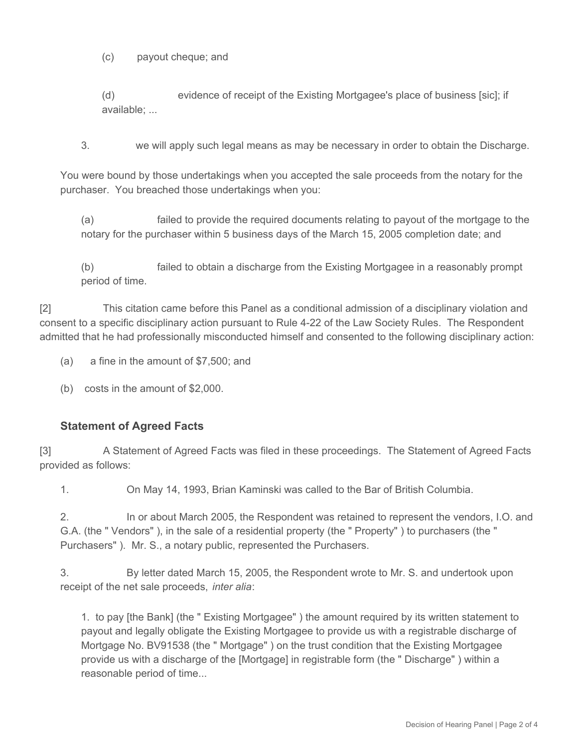(c) payout cheque; and

(d) evidence of receipt of the Existing Mortgagee's place of business [sic]; if available; ...

3. we will apply such legal means as may be necessary in order to obtain the Discharge.

You were bound by those undertakings when you accepted the sale proceeds from the notary for the purchaser. You breached those undertakings when you:

(a) failed to provide the required documents relating to payout of the mortgage to the notary for the purchaser within 5 business days of the March 15, 2005 completion date; and

(b) failed to obtain a discharge from the Existing Mortgagee in a reasonably prompt period of time.

[2] This citation came before this Panel as a conditional admission of a disciplinary violation and consent to a specific disciplinary action pursuant to Rule 4-22 of the Law Society Rules. The Respondent admitted that he had professionally misconducted himself and consented to the following disciplinary action:

(a) a fine in the amount of $7,500; and

(b) costs in the amount of $2,000.

### Statement of Agreed Facts

[3] A Statement of Agreed Facts was filed in these proceedings. The Statement of Agreed Facts provided as follows:

1. On May 14, 1993, Brian Kaminski was called to the Bar of British Columbia.

2. In or about March 2005, the Respondent was retained to represent the vendors, I.O. and G.A. (the " Vendors" ), in the sale of a residential property (the " Property" ) to purchasers (the " Purchasers" ). Mr. S., a notary public, represented the Purchasers.

3. By letter dated March 15, 2005, the Respondent wrote to Mr. S. and undertook upon receipt of the net sale proceeds, *inter alia*:

1. to pay [the Bank] (the " Existing Mortgagee" ) the amount required by its written statement to payout and legally obligate the Existing Mortgagee to provide us with a registrable discharge of Mortgage No. BV91538 (the " Mortgage" ) on the trust condition that the Existing Mortgagee provide us with a discharge of the [Mortgage] in registrable form (the " Discharge" ) within a reasonable period of time...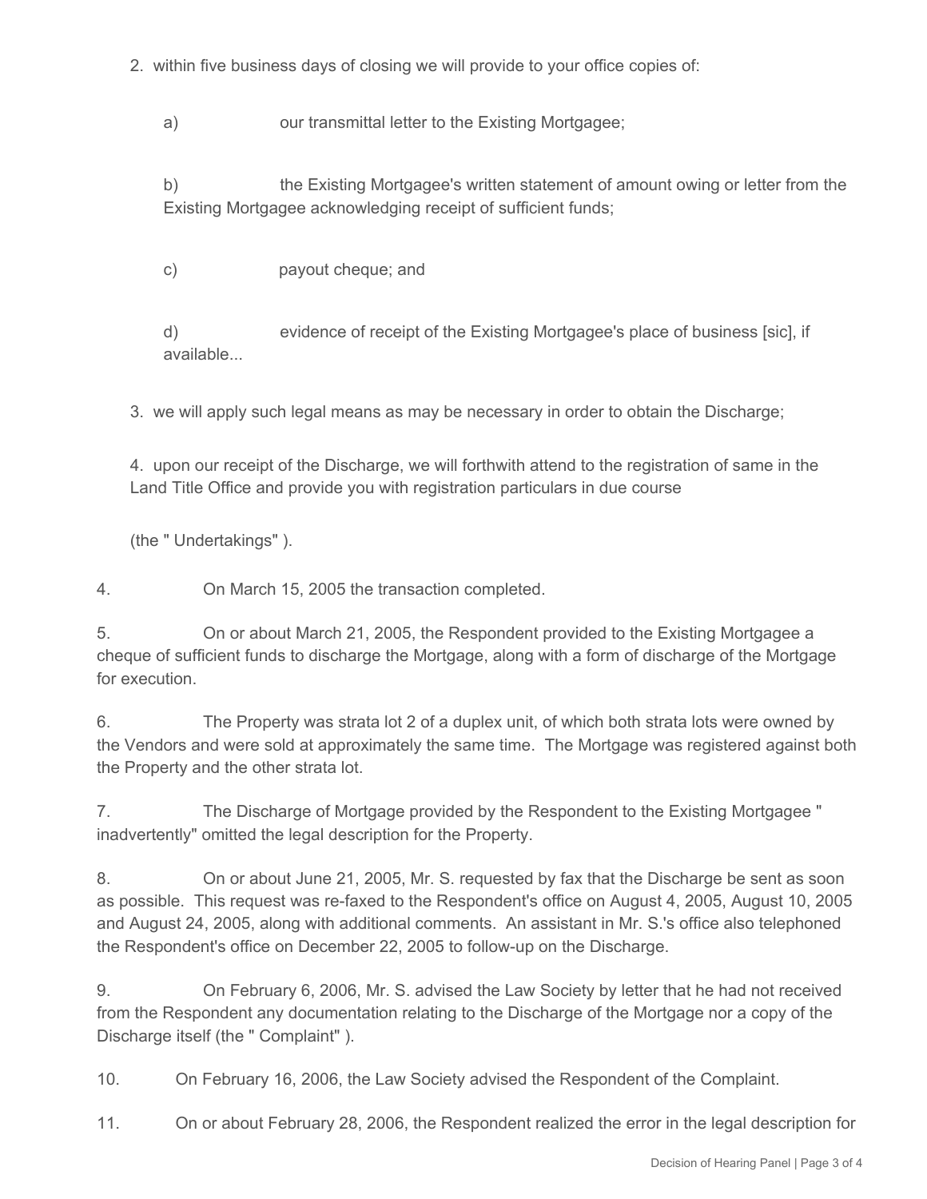2. within five business days of closing we will provide to your office copies of:

   a) our transmittal letter to the Existing Mortgagee;

   b) the Existing Mortgagee's written statement of amount owing or letter from the Existing Mortgagee acknowledging receipt of sufficient funds;

   c) payout cheque; and

   d) evidence of receipt of the Existing Mortgagee's place of business [sic], if available...

3. we will apply such legal means as may be necessary in order to obtain the Discharge;

4. upon our receipt of the Discharge, we will forthwith attend to the registration of same in the Land Title Office and provide you with registration particulars in due course

(the " Undertakings" ).

4. On March 15, 2005 the transaction completed.

5. On or about March 21, 2005, the Respondent provided to the Existing Mortgagee a cheque of sufficient funds to discharge the Mortgage, along with a form of discharge of the Mortgage for execution.

6. The Property was strata lot 2 of a duplex unit, of which both strata lots were owned by the Vendors and were sold at approximately the same time. The Mortgage was registered against both the Property and the other strata lot.

7. The Discharge of Mortgage provided by the Respondent to the Existing Mortgagee " inadvertently" omitted the legal description for the Property.

8. On or about June 21, 2005, Mr. S. requested by fax that the Discharge be sent as soon as possible. This request was re-faxed to the Respondent's office on August 4, 2005, August 10, 2005 and August 24, 2005, along with additional comments. An assistant in Mr. S.'s office also telephoned the Respondent's office on December 22, 2005 to follow-up on the Discharge.

9. On February 6, 2006, Mr. S. advised the Law Society by letter that he had not received from the Respondent any documentation relating to the Discharge of the Mortgage nor a copy of the Discharge itself (the " Complaint" ).

10. On February 16, 2006, the Law Society advised the Respondent of the Complaint.

11. On or about February 28, 2006, the Respondent realized the error in the legal description for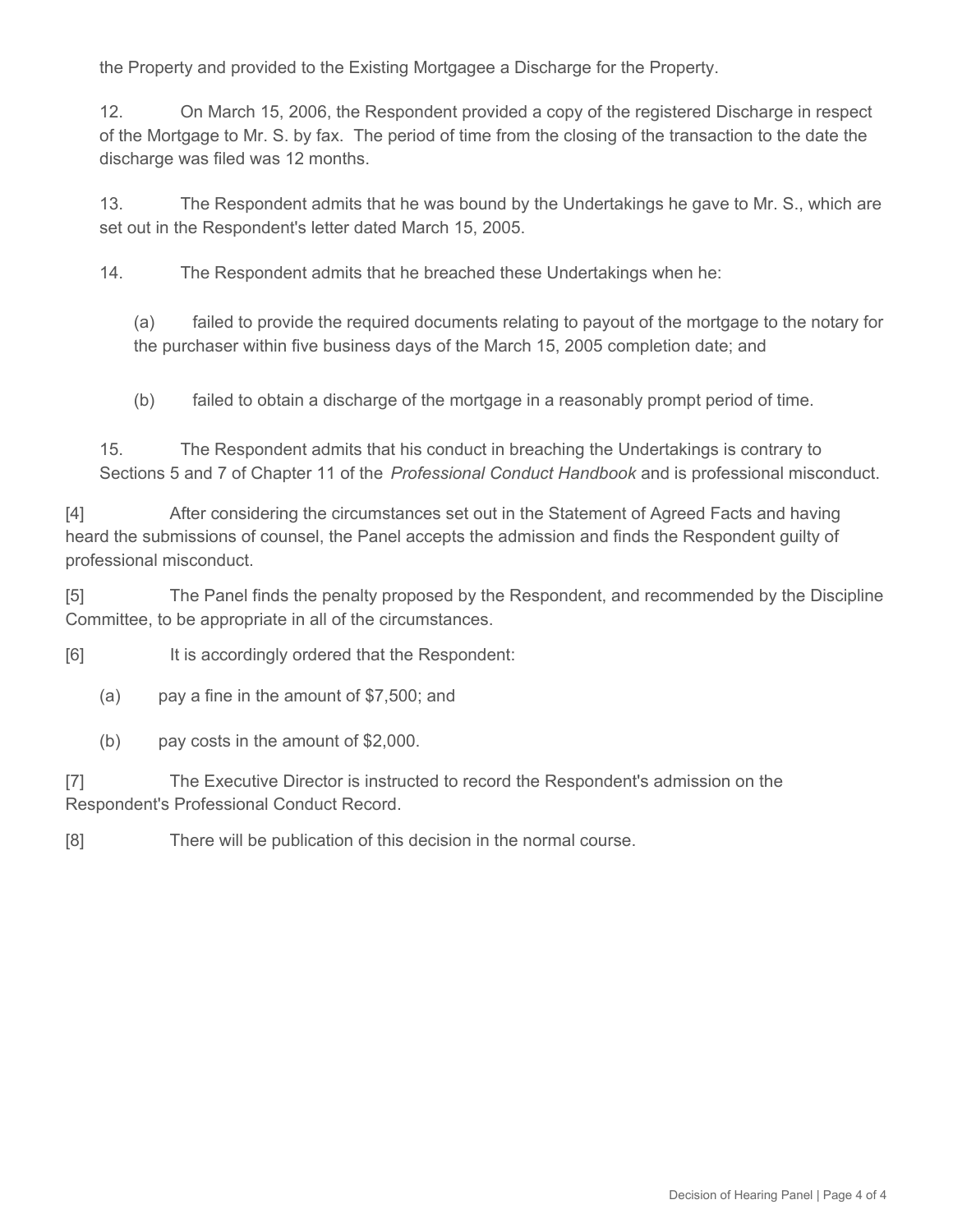the Property and provided to the Existing Mortgagee a Discharge for the Property.

12. On March 15, 2006, the Respondent provided a copy of the registered Discharge in respect of the Mortgage to Mr. S. by fax. The period of time from the closing of the transaction to the date the discharge was filed was 12 months.

13. The Respondent admits that he was bound by the Undertakings he gave to Mr. S., which are set out in the Respondent's letter dated March 15, 2005.

14. The Respondent admits that he breached these Undertakings when he:

(a) failed to provide the required documents relating to payout of the mortgage to the notary for the purchaser within five business days of the March 15, 2005 completion date; and

(b) failed to obtain a discharge of the mortgage in a reasonably prompt period of time.

15. The Respondent admits that his conduct in breaching the Undertakings is contrary to Sections 5 and 7 of Chapter 11 of the *Professional Conduct Handbook* and is professional misconduct.

[4] After considering the circumstances set out in the Statement of Agreed Facts and having heard the submissions of counsel, the Panel accepts the admission and finds the Respondent guilty of professional misconduct.

[5] The Panel finds the penalty proposed by the Respondent, and recommended by the Discipline Committee, to be appropriate in all of the circumstances.

[6] It is accordingly ordered that the Respondent:

(a) pay a fine in the amount of $7,500; and

(b) pay costs in the amount of $2,000.

[7] The Executive Director is instructed to record the Respondent's admission on the Respondent's Professional Conduct Record.

[8] There will be publication of this decision in the normal course.